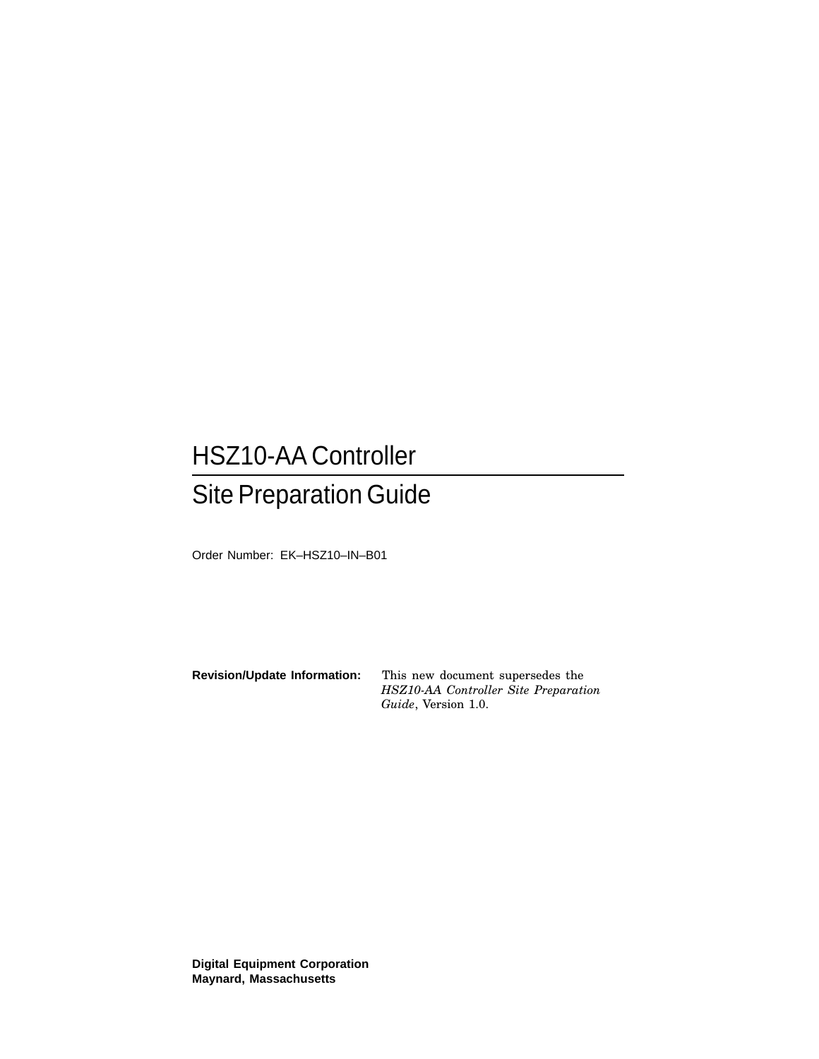# HSZ10-AA Controller

## Site Preparation Guide

Order Number: EK–HSZ10–IN–B01

**Revision/Update Information:** This new document supersedes the *HSZ10-AA Controller Site Preparation Guide*, Version 1.0.

**Digital Equipment Corporation**
**Maynard, Massachusetts**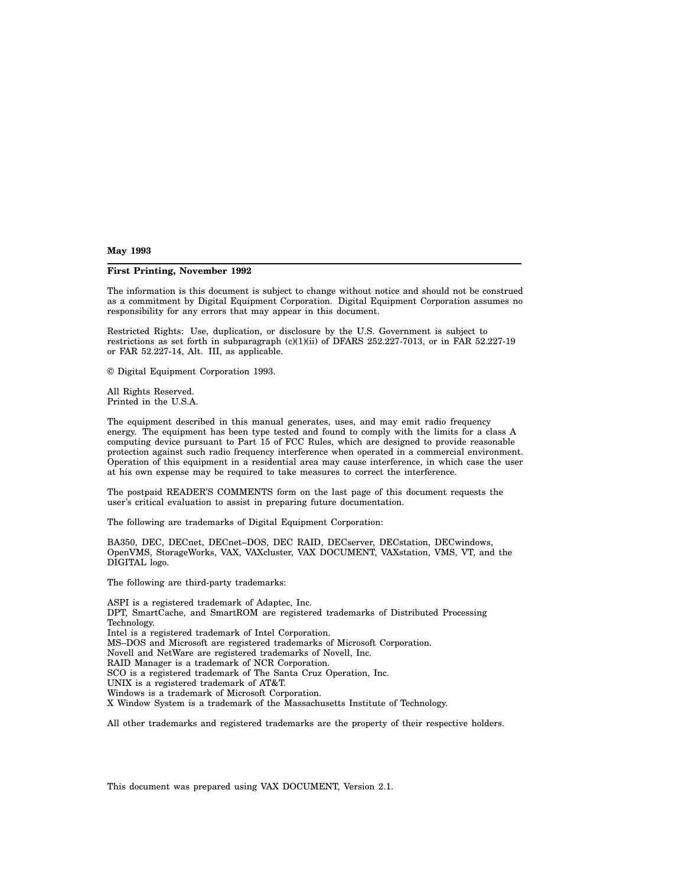**May 1993**

---

**First Printing, November 1992**

The information is this document is subject to change without notice and should not be construed as a commitment by Digital Equipment Corporation. Digital Equipment Corporation assumes no responsibility for any errors that may appear in this document.

Restricted Rights: Use, duplication, or disclosure by the U.S. Government is subject to restrictions as set forth in subparagraph (c)(1)(ii) of DFARS 252.227-7013, or in FAR 52.227-19 or FAR 52.227-14, Alt. III, as applicable.

© Digital Equipment Corporation 1993.

All Rights Reserved.
Printed in the U.S.A.

The equipment described in this manual generates, uses, and may emit radio frequency energy. The equipment has been type tested and found to comply with the limits for a class A computing device pursuant to Part 15 of FCC Rules, which are designed to provide reasonable protection against such radio frequency interference when operated in a commercial environment. Operation of this equipment in a residential area may cause interference, in which case the user at his own expense may be required to take measures to correct the interference.

The postpaid READER'S COMMENTS form on the last page of this document requests the user's critical evaluation to assist in preparing future documentation.

The following are trademarks of Digital Equipment Corporation:

BA350, DEC, DECnet, DECnet–DOS, DEC RAID, DECserver, DECstation, DECwindows, OpenVMS, StorageWorks, VAX, VAXcluster, VAX DOCUMENT, VAXstation, VMS, VT, and the DIGITAL logo.

The following are third-party trademarks:

ASPI is a registered trademark of Adaptec, Inc.
DPT, SmartCache, and SmartROM are registered trademarks of Distributed Processing Technology.
Intel is a registered trademark of Intel Corporation.
MS–DOS and Microsoft are registered trademarks of Microsoft Corporation.
Novell and NetWare are registered trademarks of Novell, Inc.
RAID Manager is a trademark of NCR Corporation.
SCO is a registered trademark of The Santa Cruz Operation, Inc.
UNIX is a registered trademark of AT&T.
Windows is a trademark of Microsoft Corporation.
X Window System is a trademark of the Massachusetts Institute of Technology.

All other trademarks and registered trademarks are the property of their respective holders.

This document was prepared using VAX DOCUMENT, Version 2.1.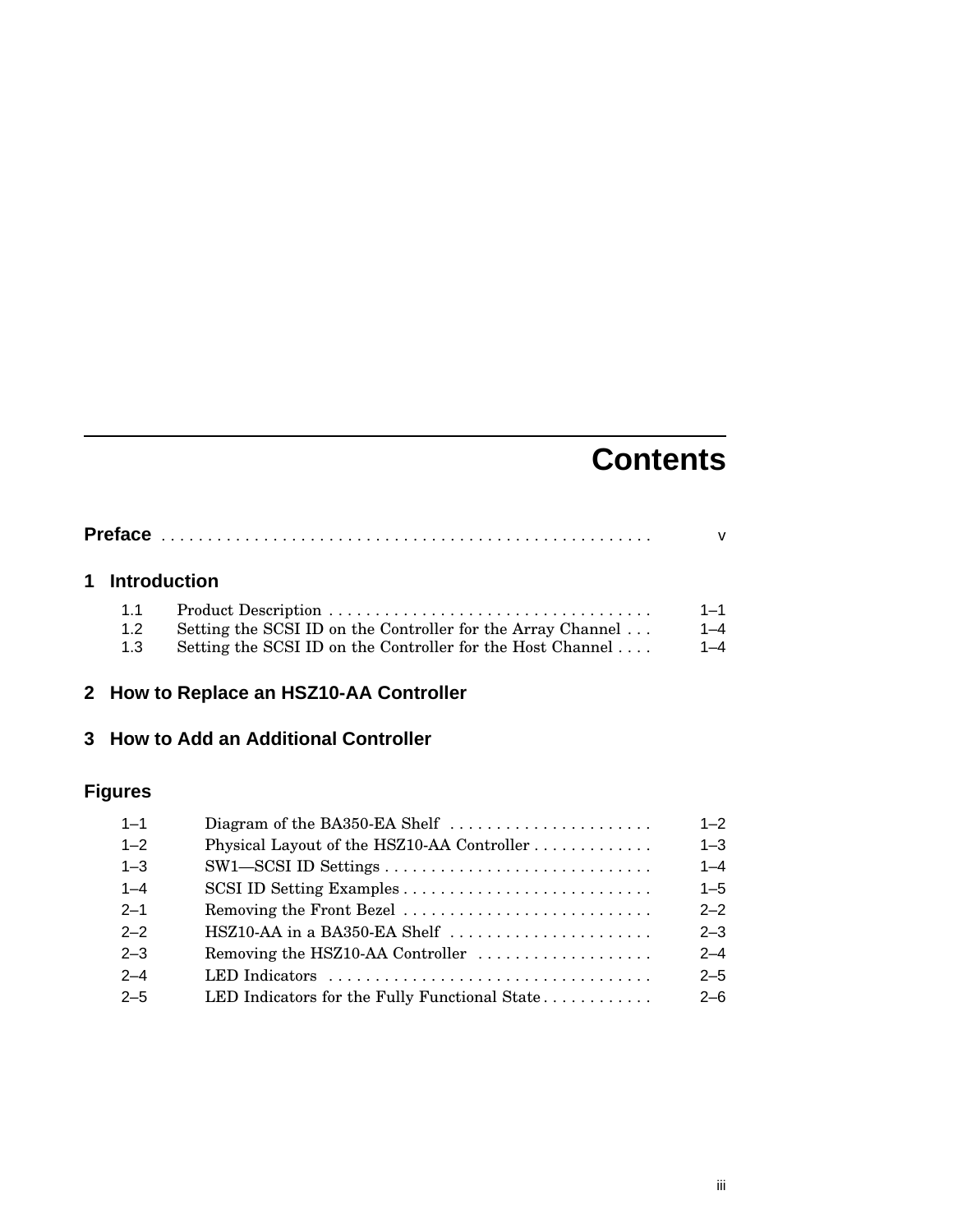# Contents

**Preface** . . . . . . . . . . . . . . . . . . . . . . . . . . . . . . . . . . . . . . . . . . . . . . . . . . . v

## 1 Introduction

| | | |
|---|---|---|
| 1.1 | Product Description | 1–1 |
| 1.2 | Setting the SCSI ID on the Controller for the Array Channel | 1–4 |
| 1.3 | Setting the SCSI ID on the Controller for the Host Channel | 1–4 |

## 2 How to Replace an HSZ10-AA Controller

## 3 How to Add an Additional Controller

## Figures

| | | |
|---|---|---|
| 1–1 | Diagram of the BA350-EA Shelf | 1–2 |
| 1–2 | Physical Layout of the HSZ10-AA Controller | 1–3 |
| 1–3 | SW1—SCSI ID Settings | 1–4 |
| 1–4 | SCSI ID Setting Examples | 1–5 |
| 2–1 | Removing the Front Bezel | 2–2 |
| 2–2 | HSZ10-AA in a BA350-EA Shelf | 2–3 |
| 2–3 | Removing the HSZ10-AA Controller | 2–4 |
| 2–4 | LED Indicators | 2–5 |
| 2–5 | LED Indicators for the Fully Functional State | 2–6 |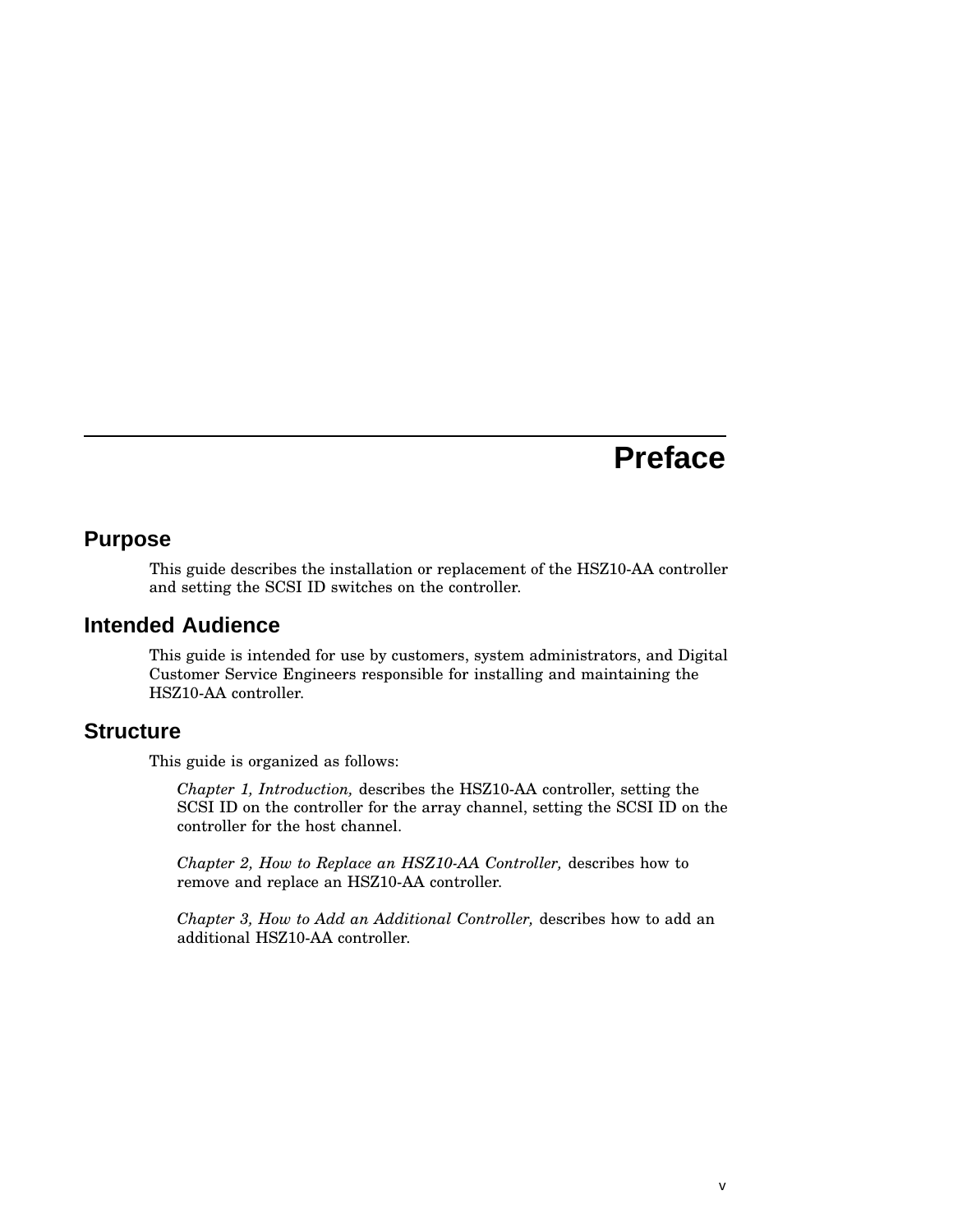# Preface

## Purpose

This guide describes the installation or replacement of the HSZ10-AA controller and setting the SCSI ID switches on the controller.

## Intended Audience

This guide is intended for use by customers, system administrators, and Digital Customer Service Engineers responsible for installing and maintaining the HSZ10-AA controller.

## Structure

This guide is organized as follows:

*Chapter 1, Introduction,* describes the HSZ10-AA controller, setting the SCSI ID on the controller for the array channel, setting the SCSI ID on the controller for the host channel.

*Chapter 2, How to Replace an HSZ10-AA Controller,* describes how to remove and replace an HSZ10-AA controller.

*Chapter 3, How to Add an Additional Controller,* describes how to add an additional HSZ10-AA controller.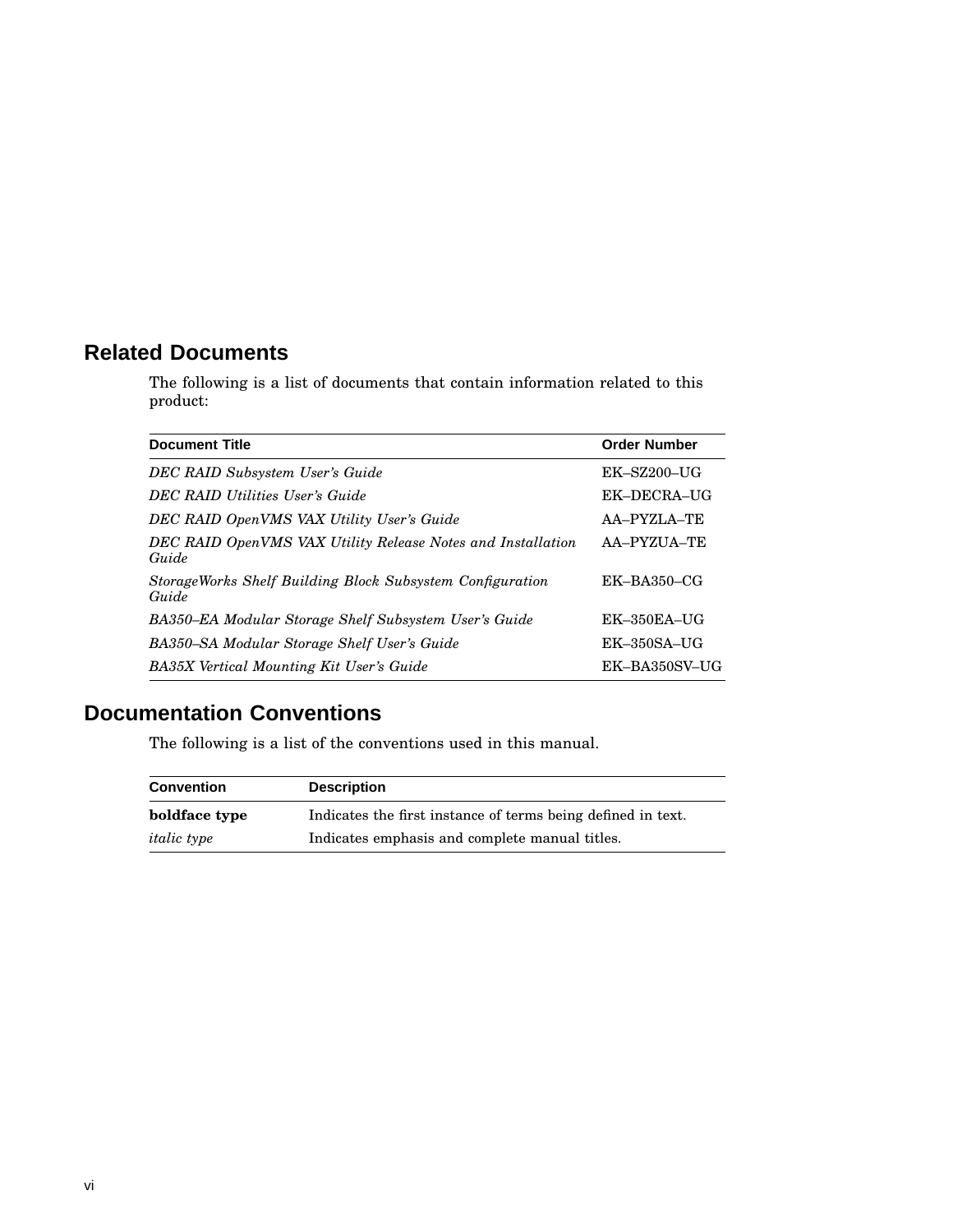## Related Documents

The following is a list of documents that contain information related to this product:

| Document Title | Order Number |
|---|---|
| *DEC RAID Subsystem User's Guide* | EK–SZ200–UG |
| *DEC RAID Utilities User's Guide* | EK–DECRA–UG |
| *DEC RAID OpenVMS VAX Utility User's Guide* | AA–PYZLA–TE |
| *DEC RAID OpenVMS VAX Utility Release Notes and Installation Guide* | AA–PYZUA–TE |
| *StorageWorks Shelf Building Block Subsystem Configuration Guide* | EK–BA350–CG |
| *BA350–EA Modular Storage Shelf Subsystem User's Guide* | EK–350EA–UG |
| *BA350–SA Modular Storage Shelf User's Guide* | EK–350SA–UG |
| *BA35X Vertical Mounting Kit User's Guide* | EK–BA350SV–UG |

## Documentation Conventions

The following is a list of the conventions used in this manual.

| Convention | Description |
|---|---|
| **boldface type** | Indicates the first instance of terms being defined in text. |
| *italic type* | Indicates emphasis and complete manual titles. |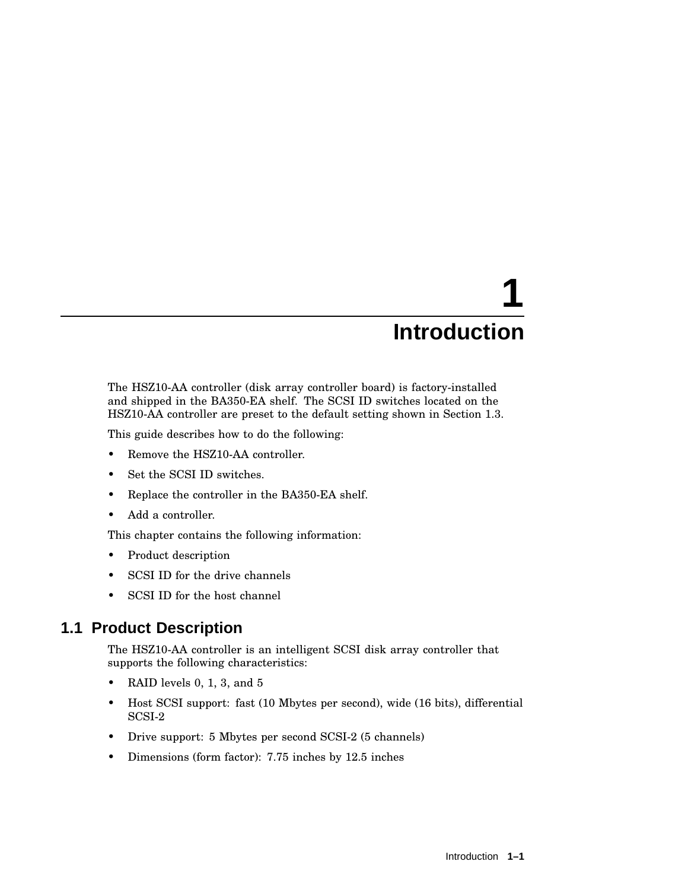# 1 Introduction

The HSZ10-AA controller (disk array controller board) is factory-installed and shipped in the BA350-EA shelf. The SCSI ID switches located on the HSZ10-AA controller are preset to the default setting shown in Section 1.3.

This guide describes how to do the following:

- Remove the HSZ10-AA controller.
- Set the SCSI ID switches.
- Replace the controller in the BA350-EA shelf.
- Add a controller.

This chapter contains the following information:

- Product description
- SCSI ID for the drive channels
- SCSI ID for the host channel

## 1.1 Product Description

The HSZ10-AA controller is an intelligent SCSI disk array controller that supports the following characteristics:

- RAID levels 0, 1, 3, and 5
- Host SCSI support: fast (10 Mbytes per second), wide (16 bits), differential SCSI-2
- Drive support: 5 Mbytes per second SCSI-2 (5 channels)
- Dimensions (form factor): 7.75 inches by 12.5 inches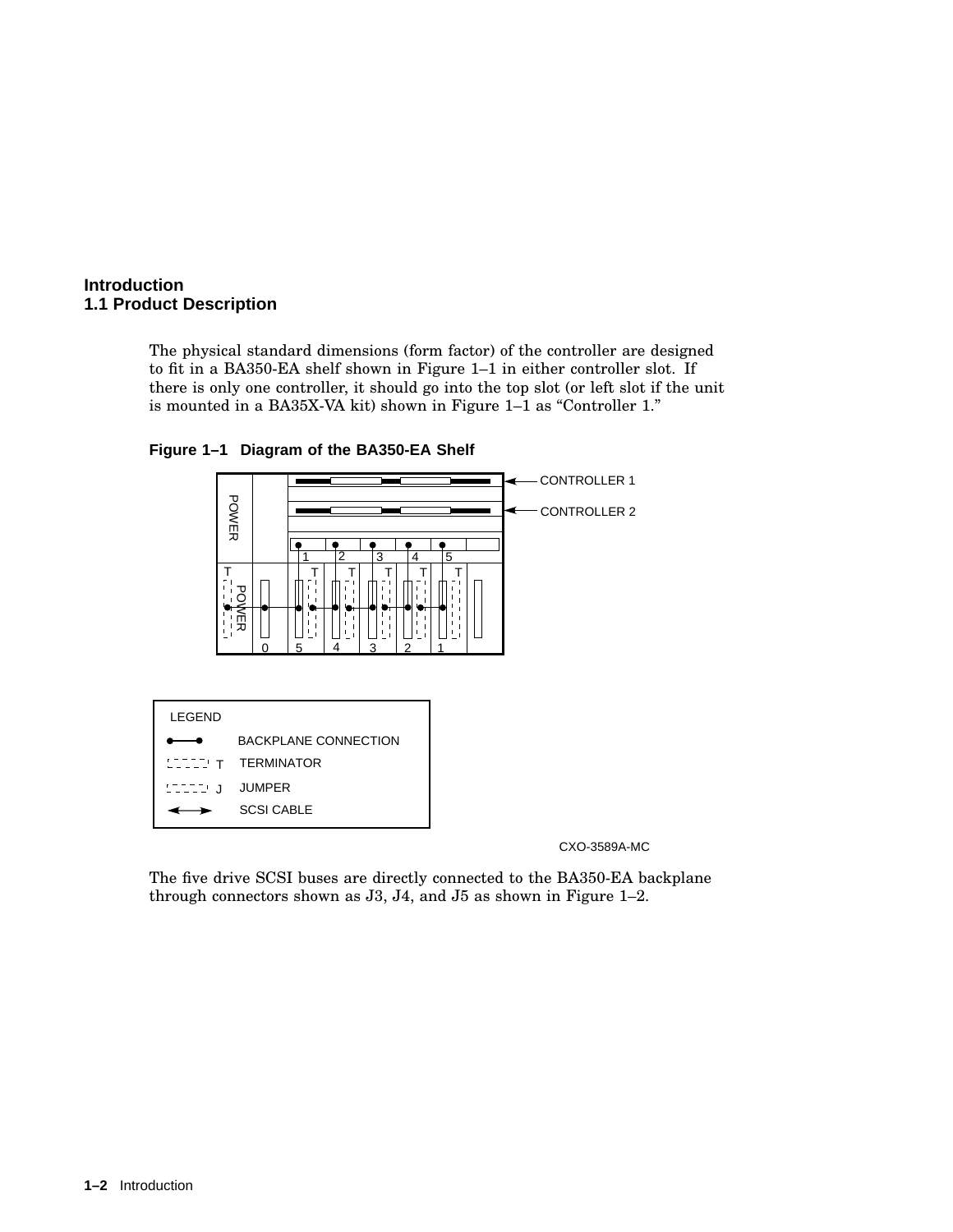## 1.1 Product Description

The physical standard dimensions (form factor) of the controller are designed to fit in a BA350-EA shelf shown in Figure 1–1 in either controller slot. If there is only one controller, it should go into the top slot (or left slot if the unit is mounted in a BA35X-VA kit) shown in Figure 1–1 as "Controller 1."

**Figure 1–1 Diagram of the BA350-EA Shelf**

CXO-3589A-MC

The five drive SCSI buses are directly connected to the BA350-EA backplane through connectors shown as J3, J4, and J5 as shown in Figure 1–2.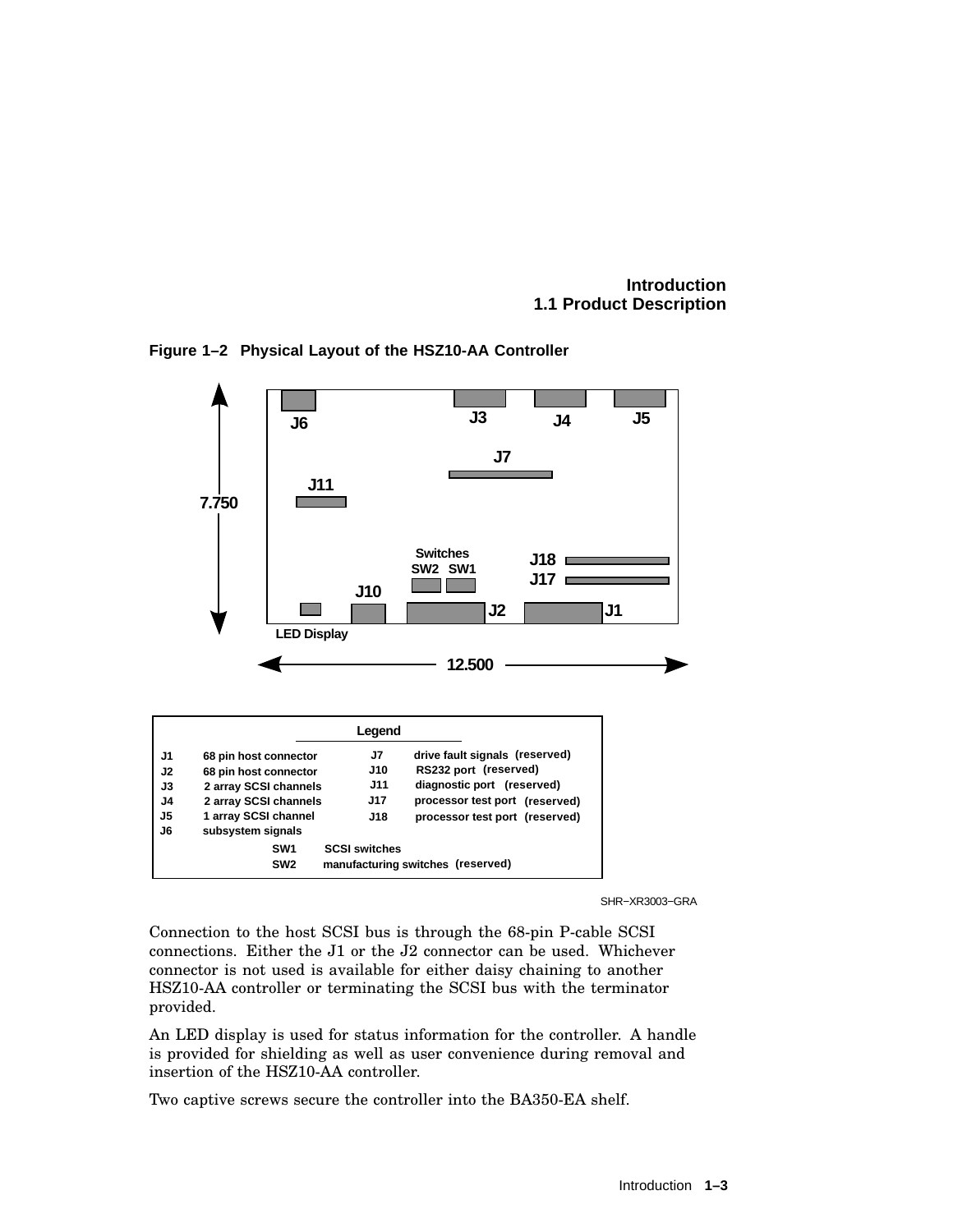**Figure 1–2 Physical Layout of the HSZ10-AA Controller**

| Legend | | | |
|---|---|---|---|
| J1 | 68 pin host connector | J7 | drive fault signals (reserved) |
| J2 | 68 pin host connector | J10 | RS232 port (reserved) |
| J3 | 2 array SCSI channels | J11 | diagnostic port (reserved) |
| J4 | 2 array SCSI channels | J17 | processor test port (reserved) |
| J5 | 1 array SCSI channel | J18 | processor test port (reserved) |
| J6 | subsystem signals | | |
| SW1 | SCSI switches | | |
| SW2 | manufacturing switches (reserved) | | |

SHR−XR3003−GRA

Connection to the host SCSI bus is through the 68-pin P-cable SCSI connections. Either the J1 or the J2 connector can be used. Whichever connector is not used is available for either daisy chaining to another HSZ10-AA controller or terminating the SCSI bus with the terminator provided.

An LED display is used for status information for the controller. A handle is provided for shielding as well as user convenience during removal and insertion of the HSZ10-AA controller.

Two captive screws secure the controller into the BA350-EA shelf.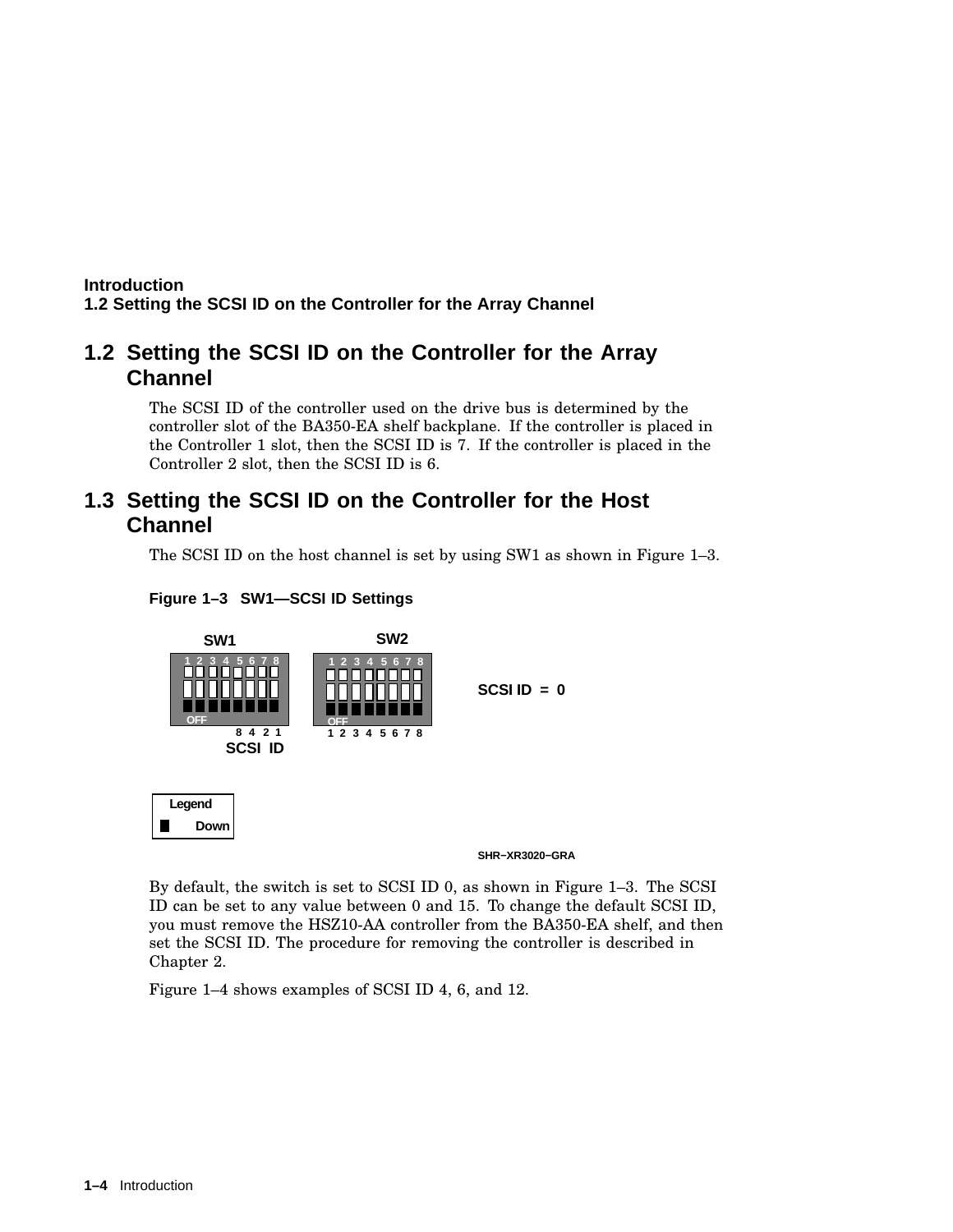## 1.2 Setting the SCSI ID on the Controller for the Array Channel

The SCSI ID of the controller used on the drive bus is determined by the controller slot of the BA350-EA shelf backplane. If the controller is placed in the Controller 1 slot, then the SCSI ID is 7. If the controller is placed in the Controller 2 slot, then the SCSI ID is 6.

## 1.3 Setting the SCSI ID on the Controller for the Host Channel

The SCSI ID on the host channel is set by using SW1 as shown in Figure 1–3.

**Figure 1–3 SW1—SCSI ID Settings**

SW1 SW2

1 2 3 4 5 6 7 8 1 2 3 4 5 6 7 8

OFF OFF

8 4 2 1 1 2 3 4 5 6 7 8

SCSI ID

SCSI ID = 0

Legend: Down

SHR−XR3020−GRA

By default, the switch is set to SCSI ID 0, as shown in Figure 1–3. The SCSI ID can be set to any value between 0 and 15. To change the default SCSI ID, you must remove the HSZ10-AA controller from the BA350-EA shelf, and then set the SCSI ID. The procedure for removing the controller is described in Chapter 2.

Figure 1–4 shows examples of SCSI ID 4, 6, and 12.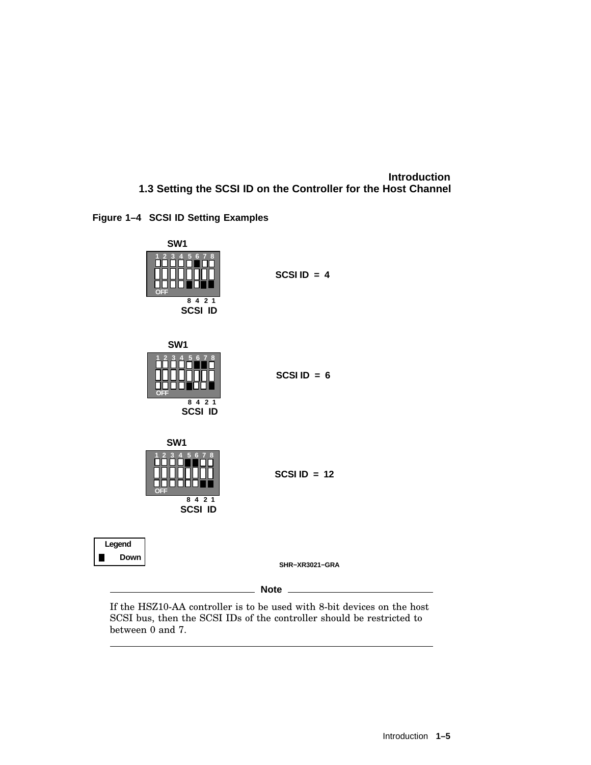**Figure 1–4 SCSI ID Setting Examples**

SW1

1 2 3 4 5 6 7 8

OFF

8 4 2 1

SCSI ID

SCSI ID = 4

SW1

1 2 3 4 5 6 7 8

OFF

8 4 2 1

SCSI ID

SCSI ID = 6

SW1

1 2 3 4 5 6 7 8

OFF

8 4 2 1

SCSI ID

SCSI ID = 12

Legend

Down

SHR−XR3021−GRA

---

**Note**

If the HSZ10-AA controller is to be used with 8-bit devices on the host SCSI bus, then the SCSI IDs of the controller should be restricted to between 0 and 7.

---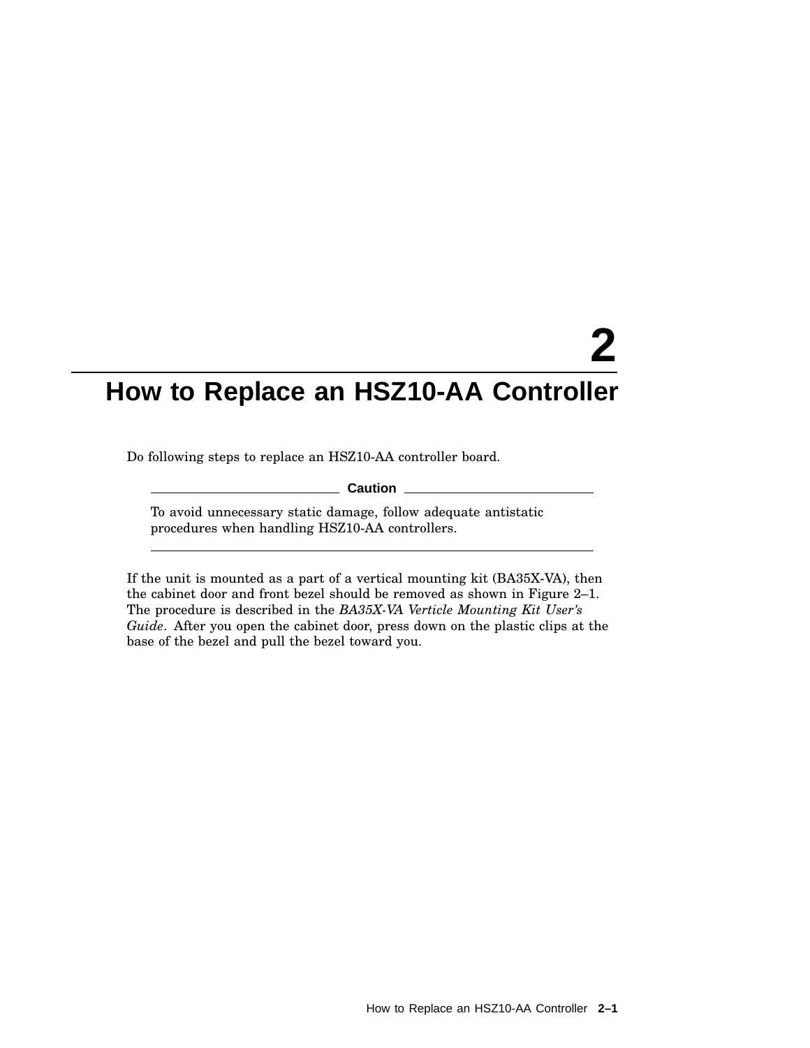# 2 How to Replace an HSZ10-AA Controller

Do following steps to replace an HSZ10-AA controller board.

**Caution**

To avoid unnecessary static damage, follow adequate antistatic procedures when handling HSZ10-AA controllers.

---

If the unit is mounted as a part of a vertical mounting kit (BA35X-VA), then the cabinet door and front bezel should be removed as shown in Figure 2–1. The procedure is described in the *BA35X-VA Verticle Mounting Kit User's Guide*. After you open the cabinet door, press down on the plastic clips at the base of the bezel and pull the bezel toward you.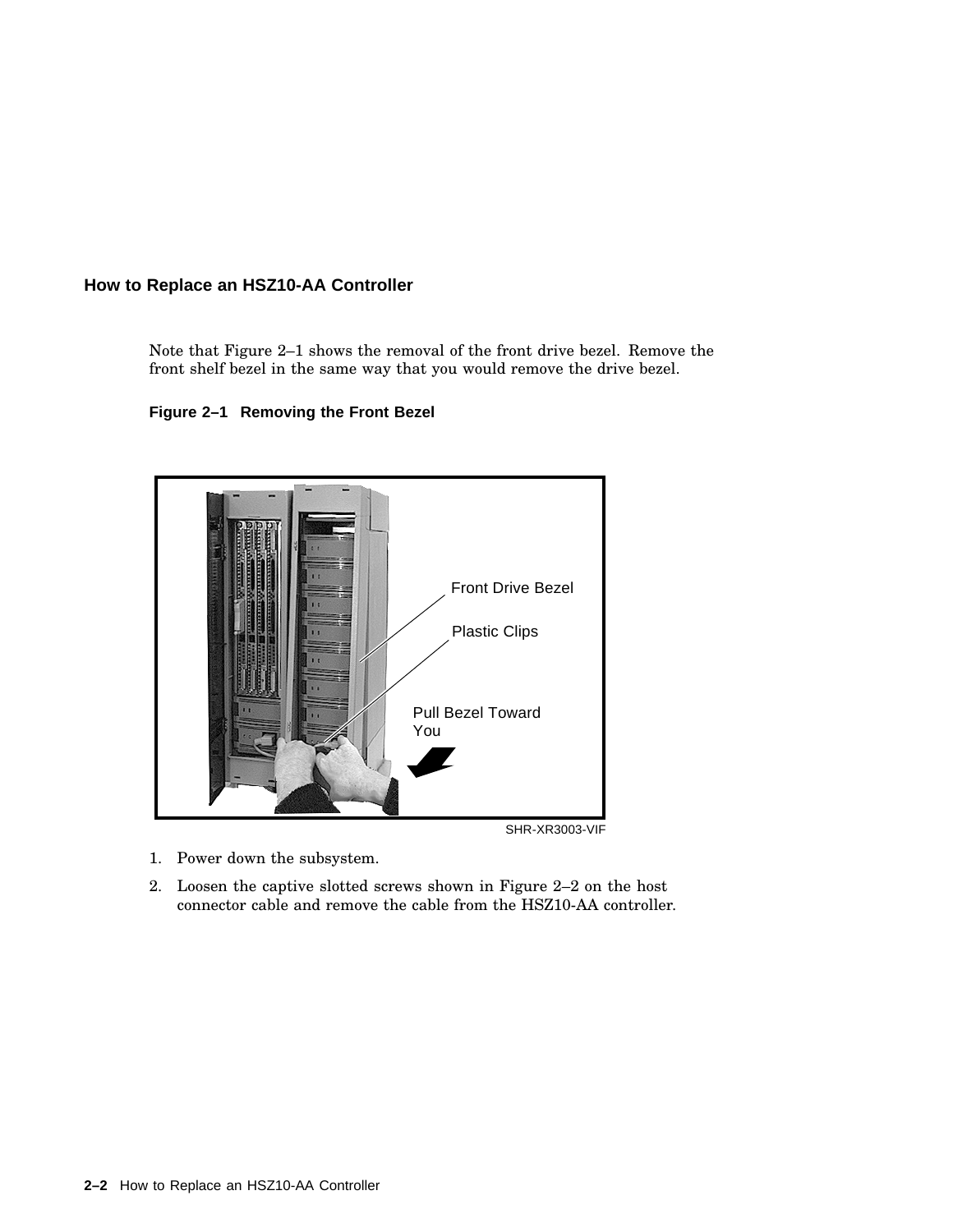## How to Replace an HSZ10-AA Controller

Note that Figure 2–1 shows the removal of the front drive bezel. Remove the front shelf bezel in the same way that you would remove the drive bezel.

**Figure 2–1 Removing the Front Bezel**

1. Power down the subsystem.
2. Loosen the captive slotted screws shown in Figure 2–2 on the host connector cable and remove the cable from the HSZ10-AA controller.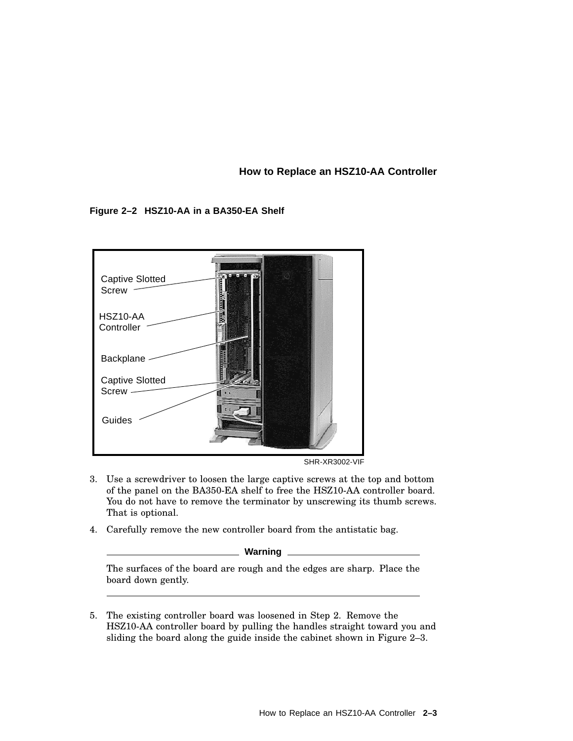**Figure 2–2 HSZ10-AA in a BA350-EA Shelf**

Captive Slotted Screw

HSZ10-AA Controller

Backplane

Captive Slotted Screw

Guides

SHR-XR3002-VIF

3. Use a screwdriver to loosen the large captive screws at the top and bottom of the panel on the BA350-EA shelf to free the HSZ10-AA controller board. You do not have to remove the terminator by unscrewing its thumb screws. That is optional.
4. Carefully remove the new controller board from the antistatic bag.

---

**Warning**

The surfaces of the board are rough and the edges are sharp. Place the board down gently.

---

5. The existing controller board was loosened in Step 2. Remove the HSZ10-AA controller board by pulling the handles straight toward you and sliding the board along the guide inside the cabinet shown in Figure 2–3.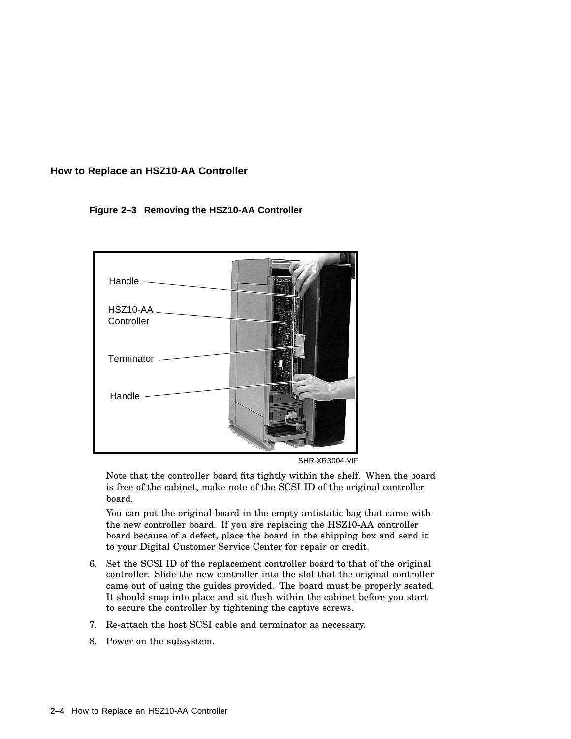### How to Replace an HSZ10-AA Controller

**Figure 2–3 Removing the HSZ10-AA Controller**

Handle

HSZ10-AA Controller

Terminator

Handle

SHR-XR3004-VIF

Note that the controller board fits tightly within the shelf. When the board is free of the cabinet, make note of the SCSI ID of the original controller board.

You can put the original board in the empty antistatic bag that came with the new controller board. If you are replacing the HSZ10-AA controller board because of a defect, place the board in the shipping box and send it to your Digital Customer Service Center for repair or credit.

6. Set the SCSI ID of the replacement controller board to that of the original controller. Slide the new controller into the slot that the original controller came out of using the guides provided. The board must be properly seated. It should snap into place and sit flush within the cabinet before you start to secure the controller by tightening the captive screws.
7. Re-attach the host SCSI cable and terminator as necessary.
8. Power on the subsystem.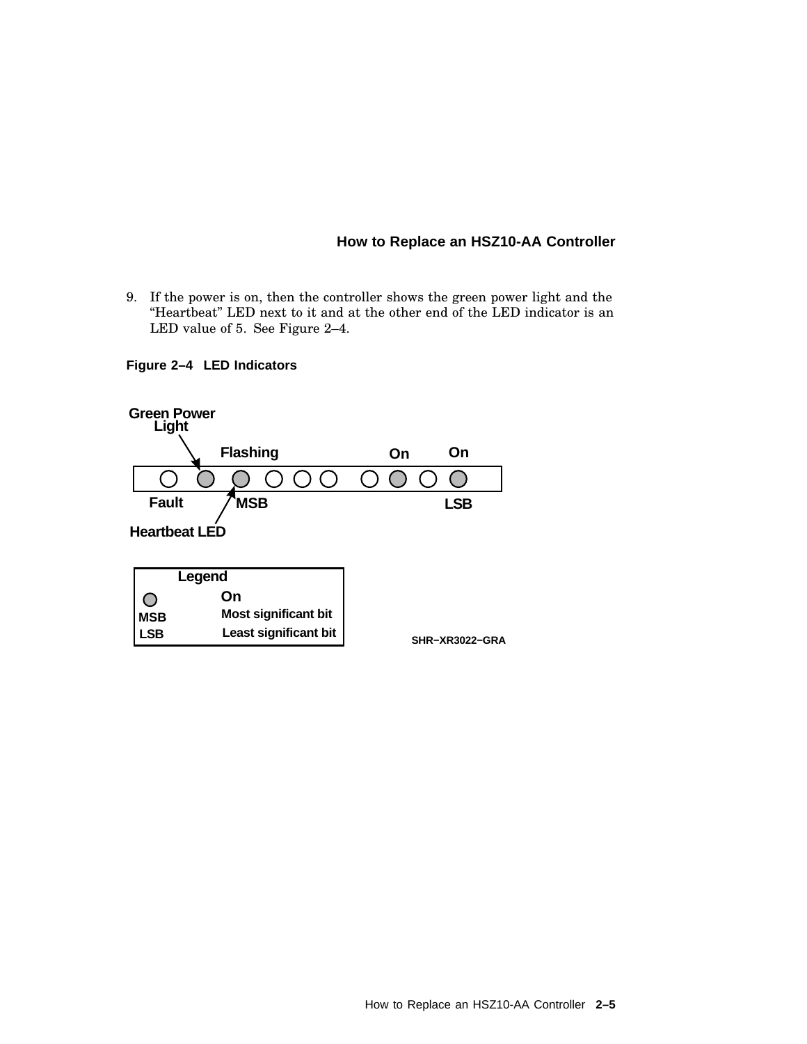9. If the power is on, then the controller shows the green power light and the "Heartbeat" LED next to it and at the other end of the LED indicator is an LED value of 5. See Figure 2–4.

**Figure 2–4 LED Indicators**

Green Power Light

Flashing

On

On

Fault

MSB

LSB

Heartbeat LED

Legend

On

MSB Most significant bit

LSB Least significant bit

SHR−XR3022−GRA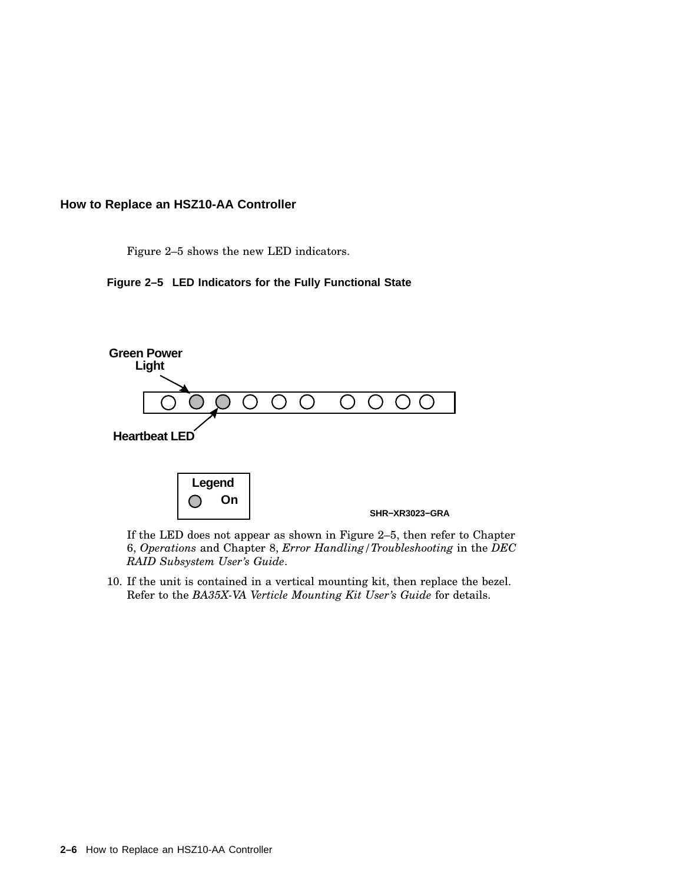## How to Replace an HSZ10-AA Controller

Figure 2–5 shows the new LED indicators.

**Figure 2–5 LED Indicators for the Fully Functional State**

If the LED does not appear as shown in Figure 2–5, then refer to Chapter 6, *Operations* and Chapter 8, *Error Handling/Troubleshooting* in the *DEC RAID Subsystem User's Guide*.

10. If the unit is contained in a vertical mounting kit, then replace the bezel. Refer to the *BA35X-VA Verticle Mounting Kit User's Guide* for details.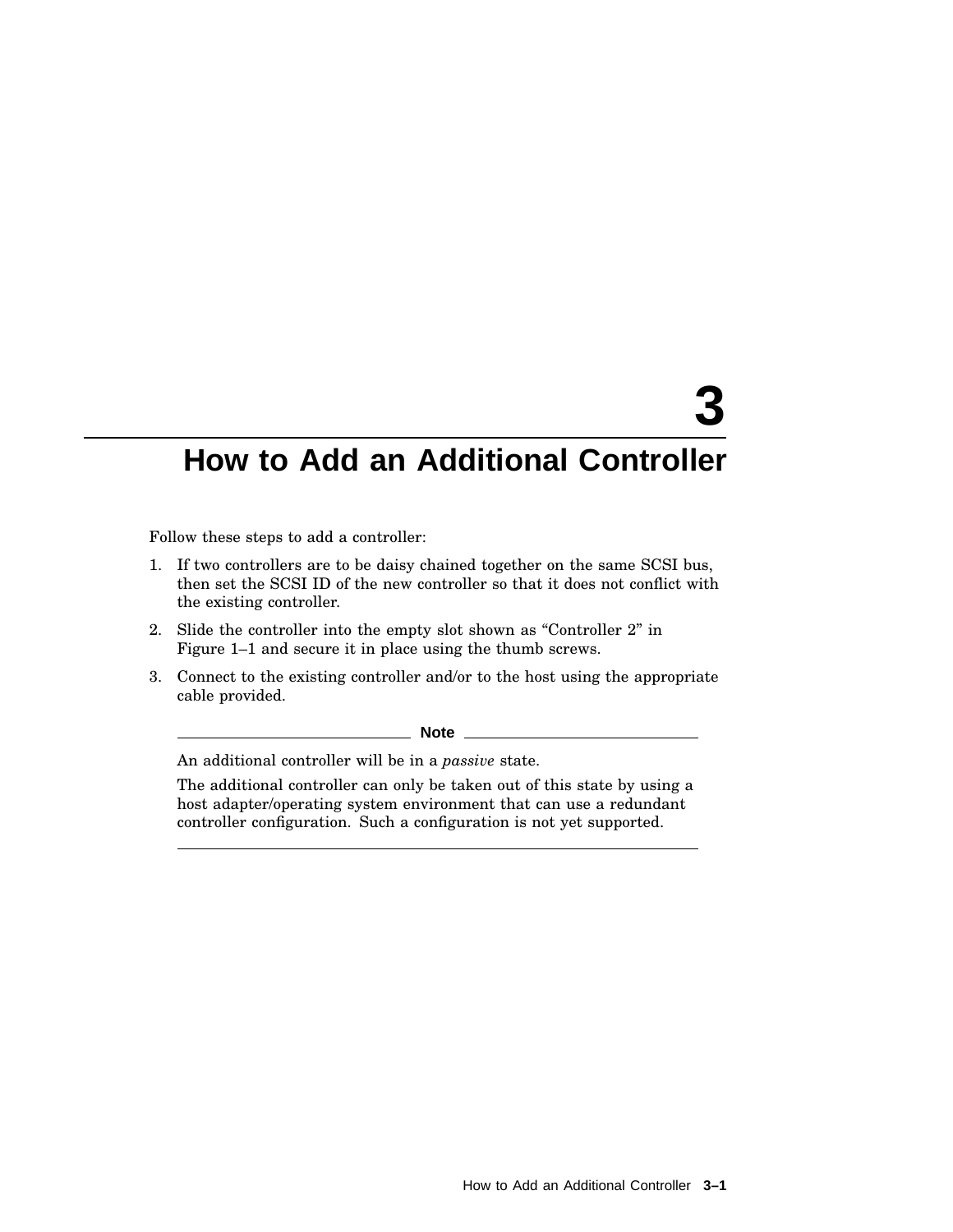# 3 How to Add an Additional Controller

Follow these steps to add a controller:

1. If two controllers are to be daisy chained together on the same SCSI bus, then set the SCSI ID of the new controller so that it does not conflict with the existing controller.
2. Slide the controller into the empty slot shown as "Controller 2" in Figure 1–1 and secure it in place using the thumb screws.
3. Connect to the existing controller and/or to the host using the appropriate cable provided.

---

**Note**

An additional controller will be in a *passive* state.

The additional controller can only be taken out of this state by using a host adapter/operating system environment that can use a redundant controller configuration. Such a configuration is not yet supported.

---